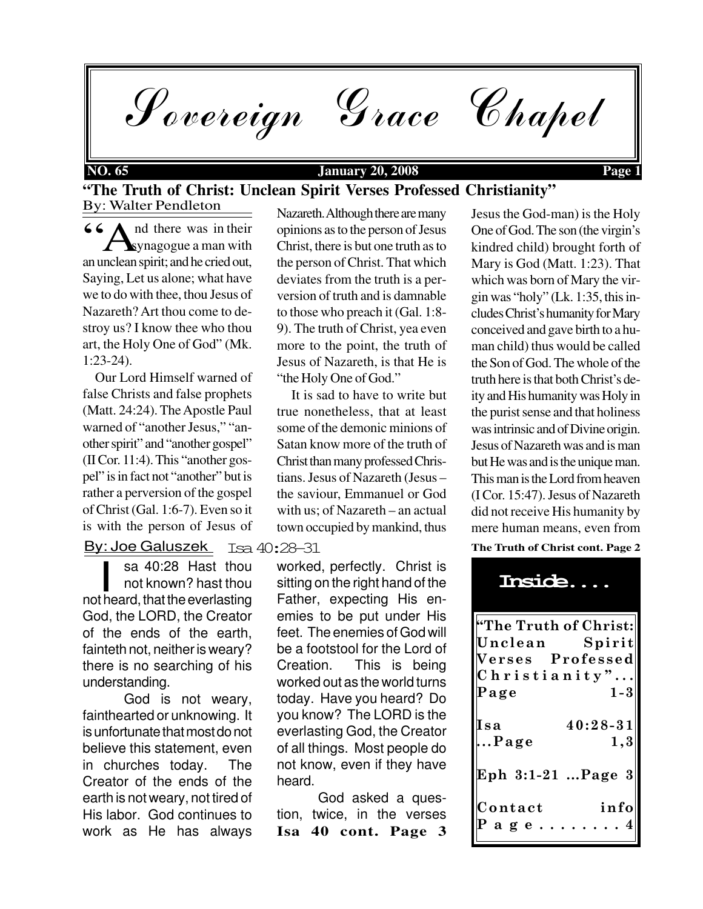# Sovereign Grace Chapel

**NO. 65** **January 20, 2008**

## "The Truth of Christ: Unclean Spirit Verses Professed Christianity"

By: Walter Pendleton

"And there was in their synagogue a man with an unclean spirit; and he cried out, Saying, Let us alone; what have we to do with thee, thou Jesus of Nazareth? Art thou come to destroy us? I know thee who thou art, the Holy One of God" (Mk. 1:23-24).

Our Lord Himself warned of false Christs and false prophets (Matt. 24:24). The Apostle Paul warned of "another Jesus," "another spirit" and "another gospel" (II Cor. 11:4). This "another gospel" is in fact not "another" but is rather a perversion of the gospel of Christ (Gal. 1:6-7). Even so it is with the person of Jesus of Nazareth. Although there are many opinions as to the person of Jesus Christ, there is but one truth as to the person of Christ. That which deviates from the truth is a perversion of truth and is damnable to those who preach it (Gal. 1:8-9). The truth of Christ, yea even more to the point, the truth of Jesus of Nazareth, is that He is "the Holy One of God."

It is sad to have to write but true nonetheless, that at least some of the demonic minions of Satan know more of the truth of Christ than many professed Christians. Jesus of Nazareth (Jesus – the saviour, Emmanuel or God with us; of Nazareth – an actual town occupied by mankind, thus Jesus the God-man) is the Holy One of God. The son (the virgin's kindred child) brought forth of Mary is God (Matt. 1:23). That which was born of Mary the virgin was "holy" (Lk. 1:35, this includes Christ's humanity for Mary conceived and gave birth to a human child) thus would be called the Son of God. The whole of the truth here is that both Christ's deity and His humanity was Holy in the purist sense and that holiness was intrinsic and of Divine origin. Jesus of Nazareth was and is man but He was and is the unique man. This man is the Lord from heaven (I Cor. 15:47). Jesus of Nazareth did not receive His humanity by mere human means, even from

**The Truth of Christ cont. Page 2**

## Isa 40:28–31

By: Joe Galuszek

Isa 40:28 Hast thou not known? hast thou not heard, that the everlasting God, the LORD, the Creator of the ends of the earth, fainteth not, neither is weary? there is no searching of his understanding.

God is not weary, fainthearted or unknowing. It is unfortunate that most do not believe this statement, even in churches today. The Creator of the ends of the earth is not weary, not tired of His labor. God continues to work as He has always worked, perfectly. Christ is sitting on the right hand of the Father, expecting His enemies to be put under His feet. The enemies of God will be a footstool for the Lord of Creation. This is being worked out as the world turns today. Have you heard? Do you know? The LORD is the everlasting God, the Creator of all things. Most people do not know, even if they have heard.

God asked a question, twice, in the verses

**Isa 40 cont. Page 3**

## Inside....

- "The Truth of Christ: Unclean Spirit Verses Professed Christianity"... Page 1-3
- Isa 40:28-31 ...Page 1,3
- Eph 3:1-21 ...Page 3
- Contact info Page........4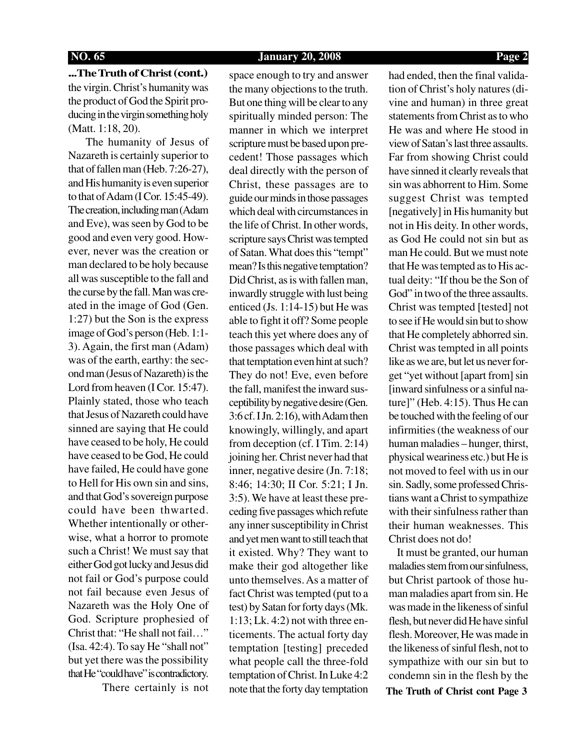**...The Truth of Christ (cont.)** the virgin. Christ's humanity was the product of God the Spirit producing in the virgin something holy (Matt. 1:18, 20).

The humanity of Jesus of Nazareth is certainly superior to that of fallen man (Heb. 7:26-27), and His humanity is even superior to that of Adam (I Cor. 15:45-49). The creation, including man (Adam and Eve), was seen by God to be good and even very good. However, never was the creation or man declared to be holy because all was susceptible to the fall and the curse by the fall. Man was created in the image of God (Gen. 1:27) but the Son is the express image of God's person (Heb. 1:1-3). Again, the first man (Adam) was of the earth, earthy: the second man (Jesus of Nazareth) is the Lord from heaven (I Cor. 15:47). Plainly stated, those who teach that Jesus of Nazareth could have sinned are saying that He could have ceased to be holy, He could have ceased to be God, He could have failed, He could have gone to Hell for His own sin and sins, and that God's sovereign purpose could have been thwarted. Whether intentionally or otherwise, what a horror to promote such a Christ! We must say that either God got lucky and Jesus did not fail or God's purpose could not fail because even Jesus of Nazareth was the Holy One of God. Scripture prophesied of Christ that: "He shall not fail…" (Isa. 42:4). To say He "shall not" but yet there was the possibility that He "could have" is contradictory.

There certainly is not space enough to try and answer the many objections to the truth. But one thing will be clear to any spiritually minded person: The manner in which we interpret scripture must be based upon precedent! Those passages which deal directly with the person of Christ, these passages are to guide our minds in those passages which deal with circumstances in the life of Christ. In other words, scripture says Christ was tempted of Satan. What does this "tempt" mean? Is this negative temptation? Did Christ, as is with fallen man, inwardly struggle with lust being enticed (Js. 1:14-15) but He was able to fight it off? Some people teach this yet where does any of those passages which deal with that temptation even hint at such? They do not! Eve, even before the fall, manifest the inward susceptibility by negative desire (Gen. 3:6 cf. I Jn. 2:16), with Adam then knowingly, willingly, and apart from deception (cf. I Tim. 2:14) joining her. Christ never had that inner, negative desire (Jn. 7:18; 8:46; 14:30; II Cor. 5:21; I Jn. 3:5). We have at least these preceding five passages which refute any inner susceptibility in Christ and yet men want to still teach that it existed. Why? They want to make their god altogether like unto themselves. As a matter of fact Christ was tempted (put to a test) by Satan for forty days (Mk. 1:13; Lk. 4:2) not with three enticements. The actual forty day temptation [testing] preceded what people call the three-fold temptation of Christ. In Luke 4:2 note that the forty day temptation had ended, then the final validation of Christ's holy natures (divine and human) in three great statements from Christ as to who He was and where He stood in view of Satan's last three assaults. Far from showing Christ could have sinned it clearly reveals that sin was abhorrent to Him. Some suggest Christ was tempted [negatively] in His humanity but not in His deity. In other words, as God He could not sin but as man He could. But we must note that He was tempted as to His actual deity: "If thou be the Son of God" in two of the three assaults. Christ was tempted [tested] not to see if He would sin but to show that He completely abhorred sin. Christ was tempted in all points like as we are, but let us never forget "yet without [apart from] sin [inward sinfulness or a sinful nature]" (Heb. 4:15). Thus He can be touched with the feeling of our infirmities (the weakness of our human maladies – hunger, thirst, physical weariness etc.) but He is not moved to feel with us in our sin. Sadly, some professed Christians want a Christ to sympathize with their sinfulness rather than their human weaknesses. This Christ does not do!

It must be granted, our human maladies stem from our sinfulness, but Christ partook of those human maladies apart from sin. He was made in the likeness of sinful flesh, but never did He have sinful flesh. Moreover, He was made in the likeness of sinful flesh, not to sympathize with our sin but to condemn sin in the flesh by the

**The Truth of Christ cont Page 3**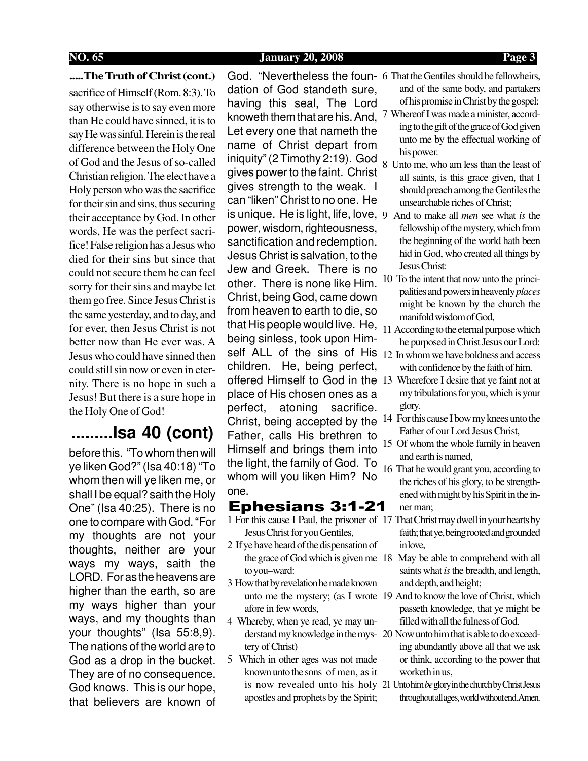**.....The Truth of Christ (cont.)**

sacrifice of Himself (Rom. 8:3). To say otherwise is to say even more than He could have sinned, it is to say He was sinful. Herein is the real difference between the Holy One of God and the Jesus of so-called Christian religion. The elect have a Holy person who was the sacrifice for their sin and sins, thus securing their acceptance by God. In other words, He was the perfect sacrifice! False religion has a Jesus who died for their sins but since that could not secure them he can feel sorry for their sins and maybe let them go free. Since Jesus Christ is the same yesterday, and to day, and for ever, then Jesus Christ is not better now than He ever was. A Jesus who could have sinned then could still sin now or even in eternity. There is no hope in such a Jesus! But there is a sure hope in the Holy One of God!

## .........Isa 40 (cont)

before this. "To whom then will ye liken God?" (Isa 40:18) "To whom then will ye liken me, or shall I be equal? saith the Holy One" (Isa 40:25). There is no one to compare with God. "For my thoughts are not your thoughts, neither are your ways my ways, saith the LORD. For as the heavens are higher than the earth, so are my ways higher than your ways, and my thoughts than your thoughts" (Isa 55:8,9). The nations of the world are to God as a drop in the bucket. They are of no consequence. God knows. This is our hope, that believers are known of God. "Nevertheless the foundation of God standeth sure, having this seal, The Lord knoweth them that are his. And, Let every one that nameth the name of Christ depart from iniquity" (2 Timothy 2:19). God gives power to the faint. Christ gives strength to the weak. I can "liken" Christ to no one. He is unique. He is light, life, love, power, wisdom, righteousness, sanctification and redemption. Jesus Christ is salvation, to the Jew and Greek. There is no other. There is none like Him. Christ, being God, came down from heaven to earth to die, so that His people would live. He, being sinless, took upon Himself ALL of the sins of His children. He, being perfect, offered Himself to God in the place of His chosen ones as a perfect, atoning sacrifice. Christ, being accepted by the Father, calls His brethren to Himself and brings them into the light, the family of God. To whom will you liken Him? No one.

## Ephesians 3:1-21

1 For this cause I Paul, the prisoner of Jesus Christ for you Gentiles,

2 If ye have heard of the dispensation of the grace of God which is given me to you–ward:

3 How that by revelation he made known unto me the mystery; (as I wrote afore in few words,

4 Whereby, when ye read, ye may understand my knowledge in the mystery of Christ)

5 Which in other ages was not made known unto the sons of men, as it is now revealed unto his holy apostles and prophets by the Spirit;

6 That the Gentiles should be fellowheirs, and of the same body, and partakers of his promise in Christ by the gospel:

7 Whereof I was made a minister, according to the gift of the grace of God given unto me by the effectual working of his power.

8 Unto me, who am less than the least of all saints, is this grace given, that I should preach among the Gentiles the unsearchable riches of Christ;

9 And to make all *men* see what *is* the fellowship of the mystery, which from the beginning of the world hath been hid in God, who created all things by Jesus Christ:

10 To the intent that now unto the principalities and powers in heavenly *places* might be known by the church the manifold wisdom of God,

11 According to the eternal purpose which he purposed in Christ Jesus our Lord:

12 In whom we have boldness and access with confidence by the faith of him.

13 Wherefore I desire that ye faint not at my tribulations for you, which is your glory.

14 For this cause I bow my knees unto the Father of our Lord Jesus Christ,

15 Of whom the whole family in heaven and earth is named,

16 That he would grant you, according to the riches of his glory, to be strengthened with might by his Spirit in the inner man;

17 That Christ may dwell in your hearts by faith; that ye, being rooted and grounded in love,

18 May be able to comprehend with all saints what *is* the breadth, and length, and depth, and height;

19 And to know the love of Christ, which passeth knowledge, that ye might be filled with all the fulness of God.

20 Now unto him that is able to do exceeding abundantly above all that we ask or think, according to the power that worketh in us,

21 Unto him *be* glory in the church by Christ Jesus throughout all ages, world without end. Amen.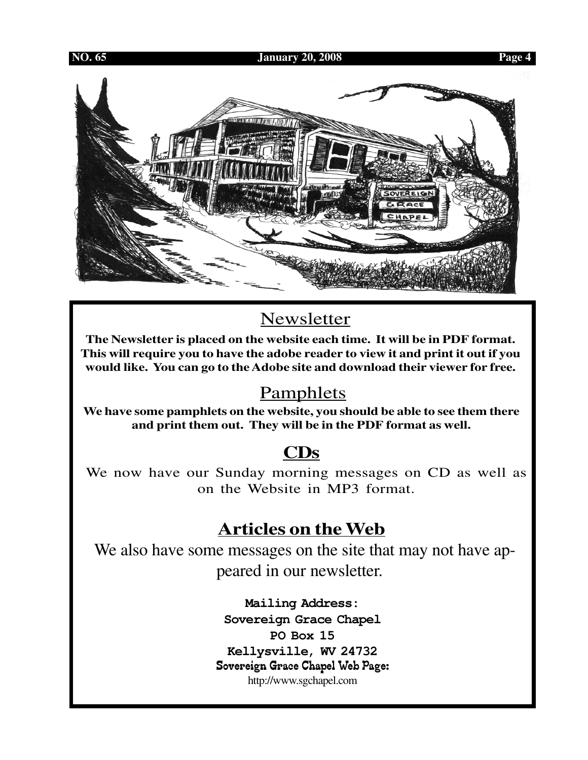## Newsletter

**The Newsletter is placed on the website each time. It will be in PDF format. This will require you to have the adobe reader to view it and print it out if you would like. You can go to the Adobe site and download their viewer for free.**

## Pamphlets

**We have some pamphlets on the website, you should be able to see them there and print them out. They will be in the PDF format as well.**

## CDs

We now have our Sunday morning messages on CD as well as on the Website in MP3 format.

## Articles on the Web

We also have some messages on the site that may not have appeared in our newsletter.

**Mailing Address:**
**Sovereign Grace Chapel**
**PO Box 15**
**Kellysville, WV 24732**
**Sovereign Grace Chapel Web Page:**
http://www.sgchapel.com